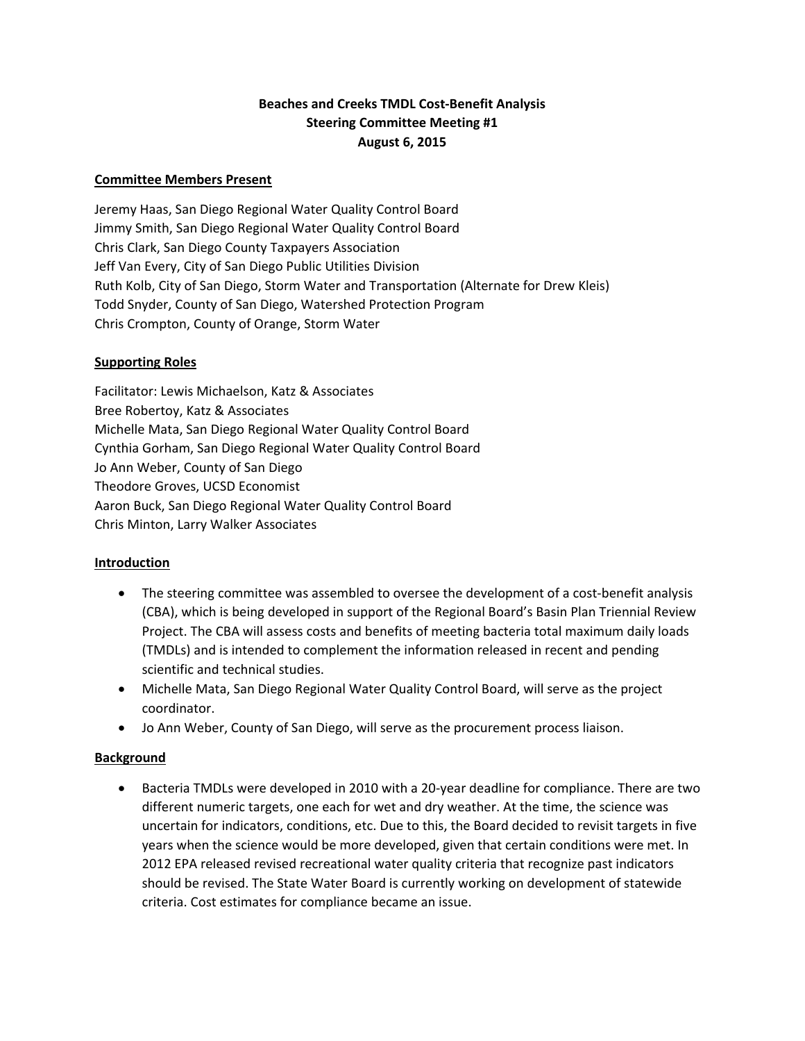# Beaches and Creeks TMDL Cost-Benefit Analysis
## Steering Committee Meeting #1
## August 6, 2015

### Committee Members Present

Jeremy Haas, San Diego Regional Water Quality Control Board
Jimmy Smith, San Diego Regional Water Quality Control Board
Chris Clark, San Diego County Taxpayers Association
Jeff Van Every, City of San Diego Public Utilities Division
Ruth Kolb, City of San Diego, Storm Water and Transportation (Alternate for Drew Kleis)
Todd Snyder, County of San Diego, Watershed Protection Program
Chris Crompton, County of Orange, Storm Water

### Supporting Roles

Facilitator: Lewis Michaelson, Katz & Associates
Bree Robertoy, Katz & Associates
Michelle Mata, San Diego Regional Water Quality Control Board
Cynthia Gorham, San Diego Regional Water Quality Control Board
Jo Ann Weber, County of San Diego
Theodore Groves, UCSD Economist
Aaron Buck, San Diego Regional Water Quality Control Board
Chris Minton, Larry Walker Associates

### Introduction

- The steering committee was assembled to oversee the development of a cost-benefit analysis (CBA), which is being developed in support of the Regional Board's Basin Plan Triennial Review Project. The CBA will assess costs and benefits of meeting bacteria total maximum daily loads (TMDLs) and is intended to complement the information released in recent and pending scientific and technical studies.
- Michelle Mata, San Diego Regional Water Quality Control Board, will serve as the project coordinator.
- Jo Ann Weber, County of San Diego, will serve as the procurement process liaison.

### Background

- Bacteria TMDLs were developed in 2010 with a 20-year deadline for compliance. There are two different numeric targets, one each for wet and dry weather. At the time, the science was uncertain for indicators, conditions, etc. Due to this, the Board decided to revisit targets in five years when the science would be more developed, given that certain conditions were met. In 2012 EPA released revised recreational water quality criteria that recognize past indicators should be revised. The State Water Board is currently working on development of statewide criteria. Cost estimates for compliance became an issue.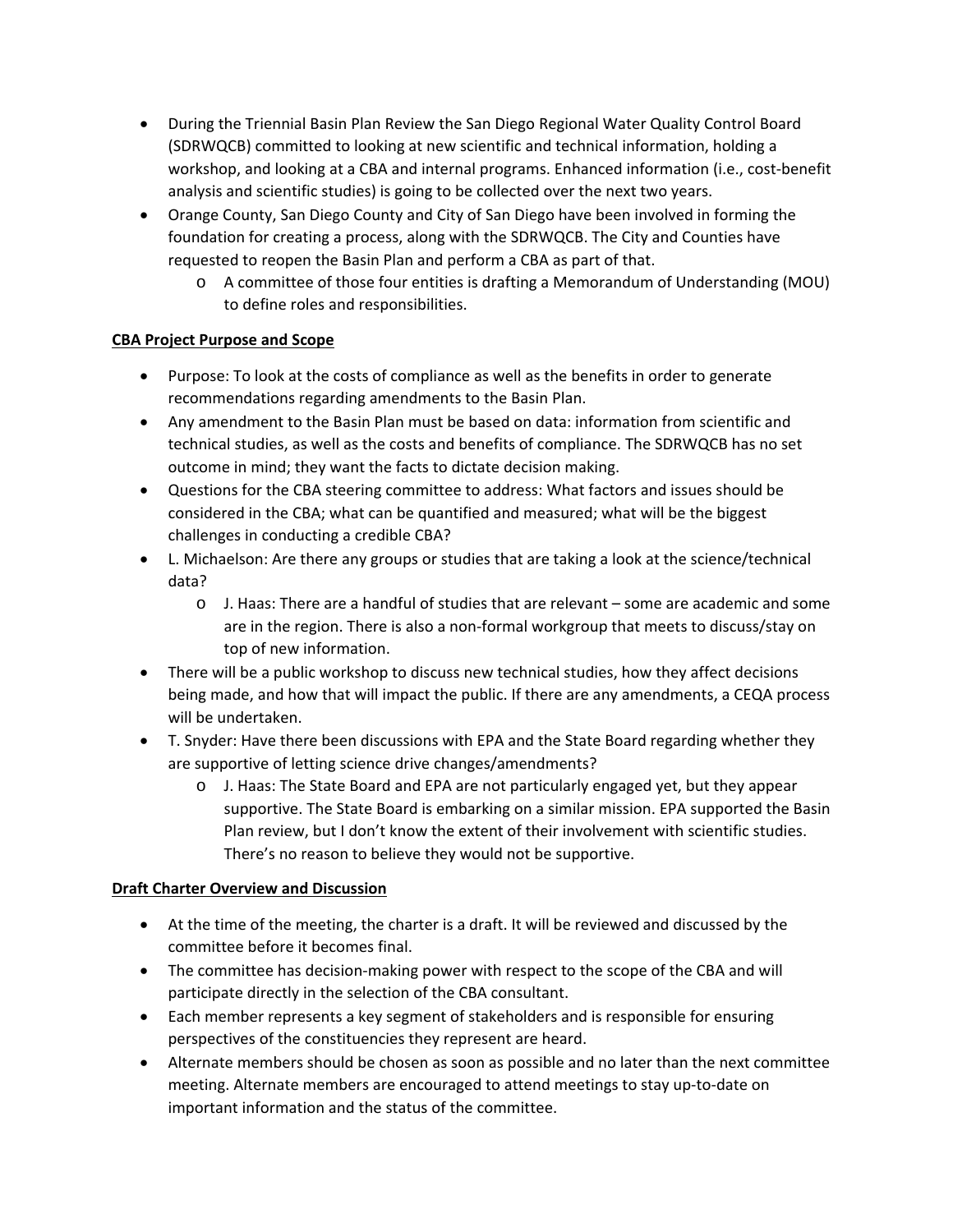- During the Triennial Basin Plan Review the San Diego Regional Water Quality Control Board (SDRWQCB) committed to looking at new scientific and technical information, holding a workshop, and looking at a CBA and internal programs. Enhanced information (i.e., cost-benefit analysis and scientific studies) is going to be collected over the next two years.
- Orange County, San Diego County and City of San Diego have been involved in forming the foundation for creating a process, along with the SDRWQCB. The City and Counties have requested to reopen the Basin Plan and perform a CBA as part of that.
  - A committee of those four entities is drafting a Memorandum of Understanding (MOU) to define roles and responsibilities.

**CBA Project Purpose and Scope**

- Purpose: To look at the costs of compliance as well as the benefits in order to generate recommendations regarding amendments to the Basin Plan.
- Any amendment to the Basin Plan must be based on data: information from scientific and technical studies, as well as the costs and benefits of compliance. The SDRWQCB has no set outcome in mind; they want the facts to dictate decision making.
- Questions for the CBA steering committee to address: What factors and issues should be considered in the CBA; what can be quantified and measured; what will be the biggest challenges in conducting a credible CBA?
- L. Michaelson: Are there any groups or studies that are taking a look at the science/technical data?
  - J. Haas: There are a handful of studies that are relevant – some are academic and some are in the region. There is also a non-formal workgroup that meets to discuss/stay on top of new information.
- There will be a public workshop to discuss new technical studies, how they affect decisions being made, and how that will impact the public. If there are any amendments, a CEQA process will be undertaken.
- T. Snyder: Have there been discussions with EPA and the State Board regarding whether they are supportive of letting science drive changes/amendments?
  - J. Haas: The State Board and EPA are not particularly engaged yet, but they appear supportive. The State Board is embarking on a similar mission. EPA supported the Basin Plan review, but I don't know the extent of their involvement with scientific studies. There's no reason to believe they would not be supportive.

**Draft Charter Overview and Discussion**

- At the time of the meeting, the charter is a draft. It will be reviewed and discussed by the committee before it becomes final.
- The committee has decision-making power with respect to the scope of the CBA and will participate directly in the selection of the CBA consultant.
- Each member represents a key segment of stakeholders and is responsible for ensuring perspectives of the constituencies they represent are heard.
- Alternate members should be chosen as soon as possible and no later than the next committee meeting. Alternate members are encouraged to attend meetings to stay up-to-date on important information and the status of the committee.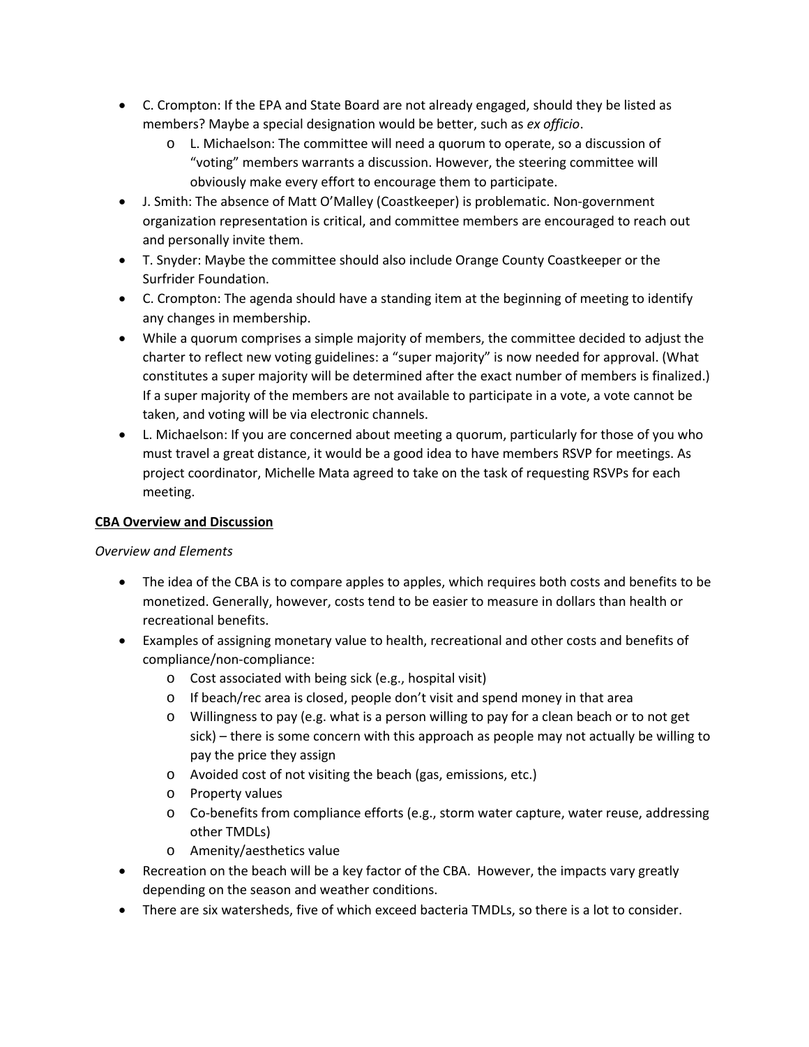- C. Crompton: If the EPA and State Board are not already engaged, should they be listed as members? Maybe a special designation would be better, such as *ex officio*.
  - L. Michaelson: The committee will need a quorum to operate, so a discussion of "voting" members warrants a discussion. However, the steering committee will obviously make every effort to encourage them to participate.
- J. Smith: The absence of Matt O'Malley (Coastkeeper) is problematic. Non-government organization representation is critical, and committee members are encouraged to reach out and personally invite them.
- T. Snyder: Maybe the committee should also include Orange County Coastkeeper or the Surfrider Foundation.
- C. Crompton: The agenda should have a standing item at the beginning of meeting to identify any changes in membership.
- While a quorum comprises a simple majority of members, the committee decided to adjust the charter to reflect new voting guidelines: a "super majority" is now needed for approval. (What constitutes a super majority will be determined after the exact number of members is finalized.) If a super majority of the members are not available to participate in a vote, a vote cannot be taken, and voting will be via electronic channels.
- L. Michaelson: If you are concerned about meeting a quorum, particularly for those of you who must travel a great distance, it would be a good idea to have members RSVP for meetings. As project coordinator, Michelle Mata agreed to take on the task of requesting RSVPs for each meeting.

**CBA Overview and Discussion**

*Overview and Elements*

- The idea of the CBA is to compare apples to apples, which requires both costs and benefits to be monetized. Generally, however, costs tend to be easier to measure in dollars than health or recreational benefits.
- Examples of assigning monetary value to health, recreational and other costs and benefits of compliance/non-compliance:
  - Cost associated with being sick (e.g., hospital visit)
  - If beach/rec area is closed, people don't visit and spend money in that area
  - Willingness to pay (e.g. what is a person willing to pay for a clean beach or to not get sick) – there is some concern with this approach as people may not actually be willing to pay the price they assign
  - Avoided cost of not visiting the beach (gas, emissions, etc.)
  - Property values
  - Co-benefits from compliance efforts (e.g., storm water capture, water reuse, addressing other TMDLs)
  - Amenity/aesthetics value
- Recreation on the beach will be a key factor of the CBA. However, the impacts vary greatly depending on the season and weather conditions.
- There are six watersheds, five of which exceed bacteria TMDLs, so there is a lot to consider.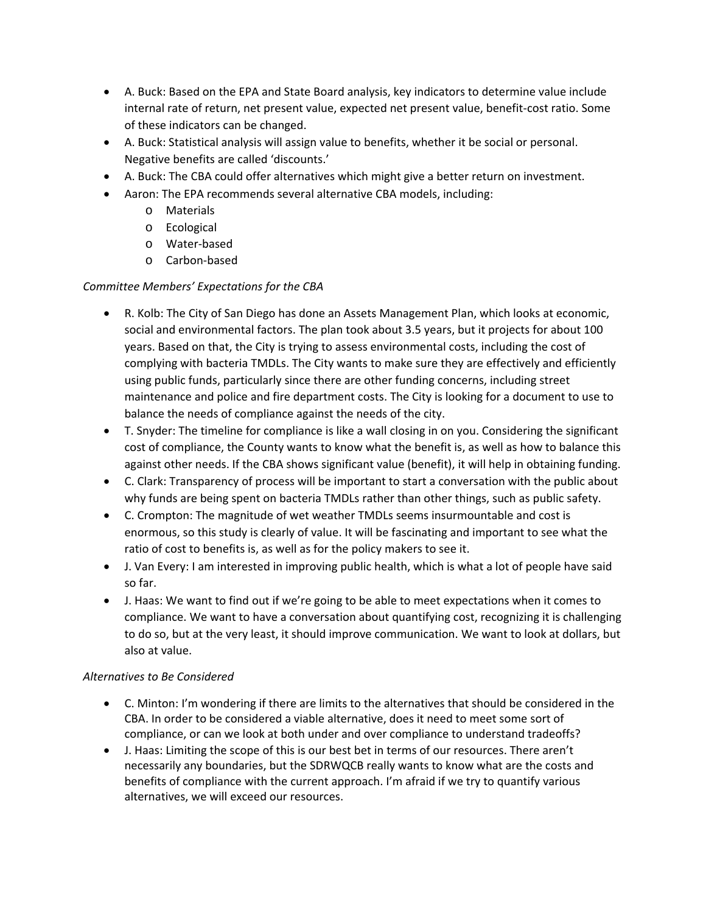- A. Buck: Based on the EPA and State Board analysis, key indicators to determine value include internal rate of return, net present value, expected net present value, benefit-cost ratio. Some of these indicators can be changed.
- A. Buck: Statistical analysis will assign value to benefits, whether it be social or personal. Negative benefits are called 'discounts.'
- A. Buck: The CBA could offer alternatives which might give a better return on investment.
- Aaron: The EPA recommends several alternative CBA models, including:
  - Materials
  - Ecological
  - Water-based
  - Carbon-based

*Committee Members' Expectations for the CBA*

- R. Kolb: The City of San Diego has done an Assets Management Plan, which looks at economic, social and environmental factors. The plan took about 3.5 years, but it projects for about 100 years. Based on that, the City is trying to assess environmental costs, including the cost of complying with bacteria TMDLs. The City wants to make sure they are effectively and efficiently using public funds, particularly since there are other funding concerns, including street maintenance and police and fire department costs. The City is looking for a document to use to balance the needs of compliance against the needs of the city.
- T. Snyder: The timeline for compliance is like a wall closing in on you. Considering the significant cost of compliance, the County wants to know what the benefit is, as well as how to balance this against other needs. If the CBA shows significant value (benefit), it will help in obtaining funding.
- C. Clark: Transparency of process will be important to start a conversation with the public about why funds are being spent on bacteria TMDLs rather than other things, such as public safety.
- C. Crompton: The magnitude of wet weather TMDLs seems insurmountable and cost is enormous, so this study is clearly of value. It will be fascinating and important to see what the ratio of cost to benefits is, as well as for the policy makers to see it.
- J. Van Every: I am interested in improving public health, which is what a lot of people have said so far.
- J. Haas: We want to find out if we're going to be able to meet expectations when it comes to compliance. We want to have a conversation about quantifying cost, recognizing it is challenging to do so, but at the very least, it should improve communication. We want to look at dollars, but also at value.

*Alternatives to Be Considered*

- C. Minton: I'm wondering if there are limits to the alternatives that should be considered in the CBA. In order to be considered a viable alternative, does it need to meet some sort of compliance, or can we look at both under and over compliance to understand tradeoffs?
- J. Haas: Limiting the scope of this is our best bet in terms of our resources. There aren't necessarily any boundaries, but the SDRWQCB really wants to know what are the costs and benefits of compliance with the current approach. I'm afraid if we try to quantify various alternatives, we will exceed our resources.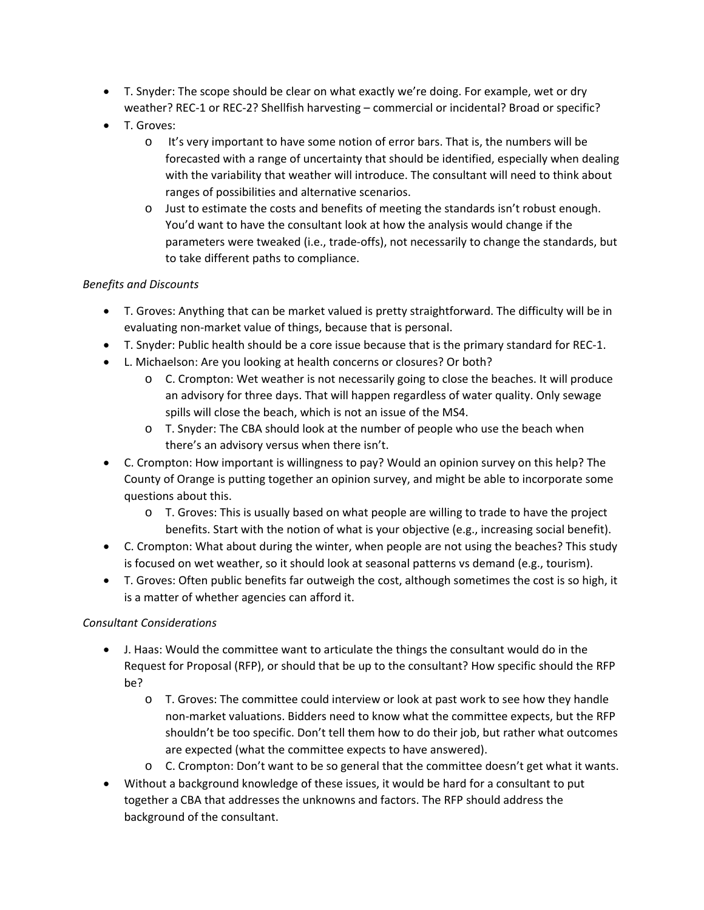- T. Snyder: The scope should be clear on what exactly we're doing. For example, wet or dry weather? REC-1 or REC-2? Shellfish harvesting – commercial or incidental? Broad or specific?
- T. Groves:
  - It's very important to have some notion of error bars. That is, the numbers will be forecasted with a range of uncertainty that should be identified, especially when dealing with the variability that weather will introduce. The consultant will need to think about ranges of possibilities and alternative scenarios.
  - Just to estimate the costs and benefits of meeting the standards isn't robust enough. You'd want to have the consultant look at how the analysis would change if the parameters were tweaked (i.e., trade-offs), not necessarily to change the standards, but to take different paths to compliance.

*Benefits and Discounts*

- T. Groves: Anything that can be market valued is pretty straightforward. The difficulty will be in evaluating non-market value of things, because that is personal.
- T. Snyder: Public health should be a core issue because that is the primary standard for REC-1.
- L. Michaelson: Are you looking at health concerns or closures? Or both?
  - C. Crompton: Wet weather is not necessarily going to close the beaches. It will produce an advisory for three days. That will happen regardless of water quality. Only sewage spills will close the beach, which is not an issue of the MS4.
  - T. Snyder: The CBA should look at the number of people who use the beach when there's an advisory versus when there isn't.
- C. Crompton: How important is willingness to pay? Would an opinion survey on this help? The County of Orange is putting together an opinion survey, and might be able to incorporate some questions about this.
  - T. Groves: This is usually based on what people are willing to trade to have the project benefits. Start with the notion of what is your objective (e.g., increasing social benefit).
- C. Crompton: What about during the winter, when people are not using the beaches? This study is focused on wet weather, so it should look at seasonal patterns vs demand (e.g., tourism).
- T. Groves: Often public benefits far outweigh the cost, although sometimes the cost is so high, it is a matter of whether agencies can afford it.

*Consultant Considerations*

- J. Haas: Would the committee want to articulate the things the consultant would do in the Request for Proposal (RFP), or should that be up to the consultant? How specific should the RFP be?
  - T. Groves: The committee could interview or look at past work to see how they handle non-market valuations. Bidders need to know what the committee expects, but the RFP shouldn't be too specific. Don't tell them how to do their job, but rather what outcomes are expected (what the committee expects to have answered).
  - C. Crompton: Don't want to be so general that the committee doesn't get what it wants.
- Without a background knowledge of these issues, it would be hard for a consultant to put together a CBA that addresses the unknowns and factors. The RFP should address the background of the consultant.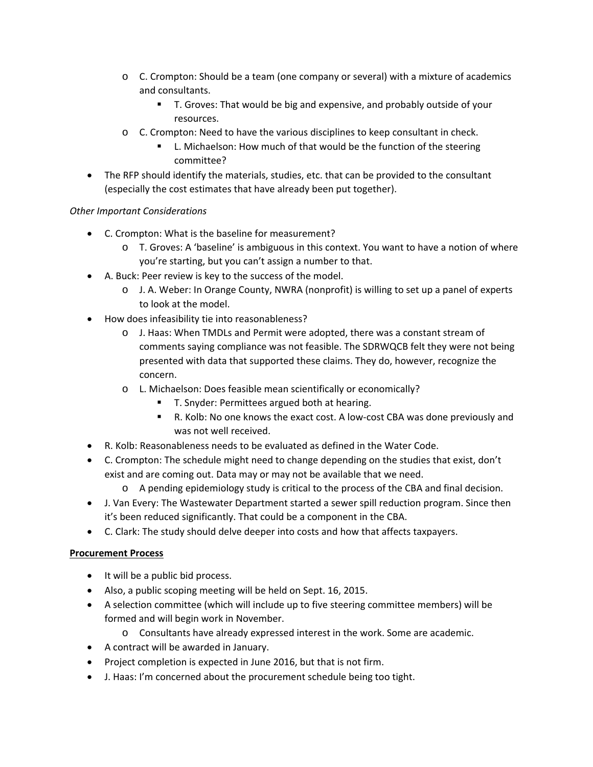- C. Crompton: Should be a team (one company or several) with a mixture of academics and consultants.
        - T. Groves: That would be big and expensive, and probably outside of your resources.
    - C. Crompton: Need to have the various disciplines to keep consultant in check.
        - L. Michaelson: How much of that would be the function of the steering committee?
- The RFP should identify the materials, studies, etc. that can be provided to the consultant (especially the cost estimates that have already been put together).

*Other Important Considerations*

- C. Crompton: What is the baseline for measurement?
    - T. Groves: A 'baseline' is ambiguous in this context. You want to have a notion of where you're starting, but you can't assign a number to that.
- A. Buck: Peer review is key to the success of the model.
    - J. A. Weber: In Orange County, NWRA (nonprofit) is willing to set up a panel of experts to look at the model.
- How does infeasibility tie into reasonableness?
    - J. Haas: When TMDLs and Permit were adopted, there was a constant stream of comments saying compliance was not feasible. The SDRWQCB felt they were not being presented with data that supported these claims. They do, however, recognize the concern.
    - L. Michaelson: Does feasible mean scientifically or economically?
        - T. Snyder: Permittees argued both at hearing.
        - R. Kolb: No one knows the exact cost. A low-cost CBA was done previously and was not well received.
- R. Kolb: Reasonableness needs to be evaluated as defined in the Water Code.
- C. Crompton: The schedule might need to change depending on the studies that exist, don't exist and are coming out. Data may or may not be available that we need.
    - A pending epidemiology study is critical to the process of the CBA and final decision.
- J. Van Every: The Wastewater Department started a sewer spill reduction program. Since then it's been reduced significantly. That could be a component in the CBA.
- C. Clark: The study should delve deeper into costs and how that affects taxpayers.

**Procurement Process**

- It will be a public bid process.
- Also, a public scoping meeting will be held on Sept. 16, 2015.
- A selection committee (which will include up to five steering committee members) will be formed and will begin work in November.
    - Consultants have already expressed interest in the work. Some are academic.
- A contract will be awarded in January.
- Project completion is expected in June 2016, but that is not firm.
- J. Haas: I'm concerned about the procurement schedule being too tight.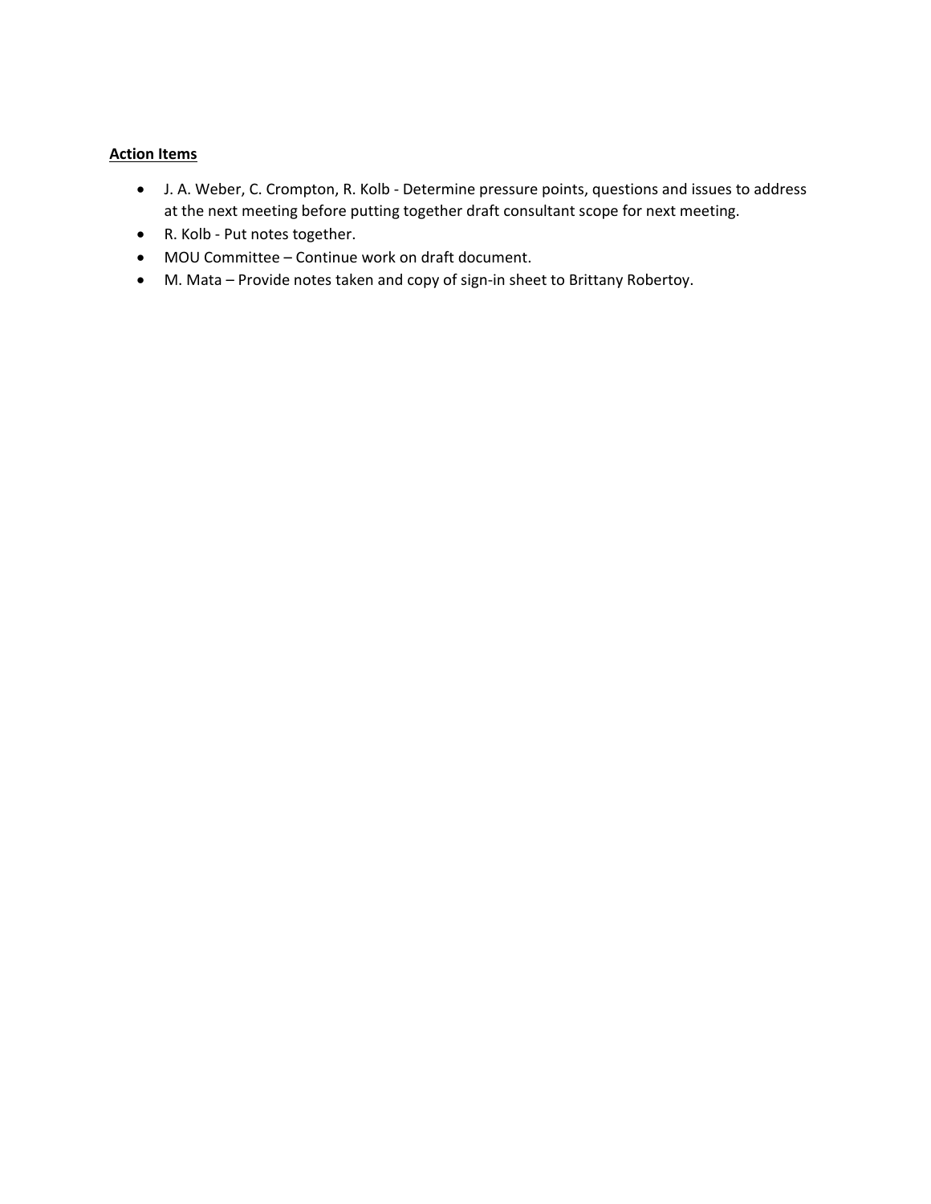**Action Items**

- J. A. Weber, C. Crompton, R. Kolb - Determine pressure points, questions and issues to address at the next meeting before putting together draft consultant scope for next meeting.
- R. Kolb - Put notes together.
- MOU Committee – Continue work on draft document.
- M. Mata – Provide notes taken and copy of sign-in sheet to Brittany Robertoy.